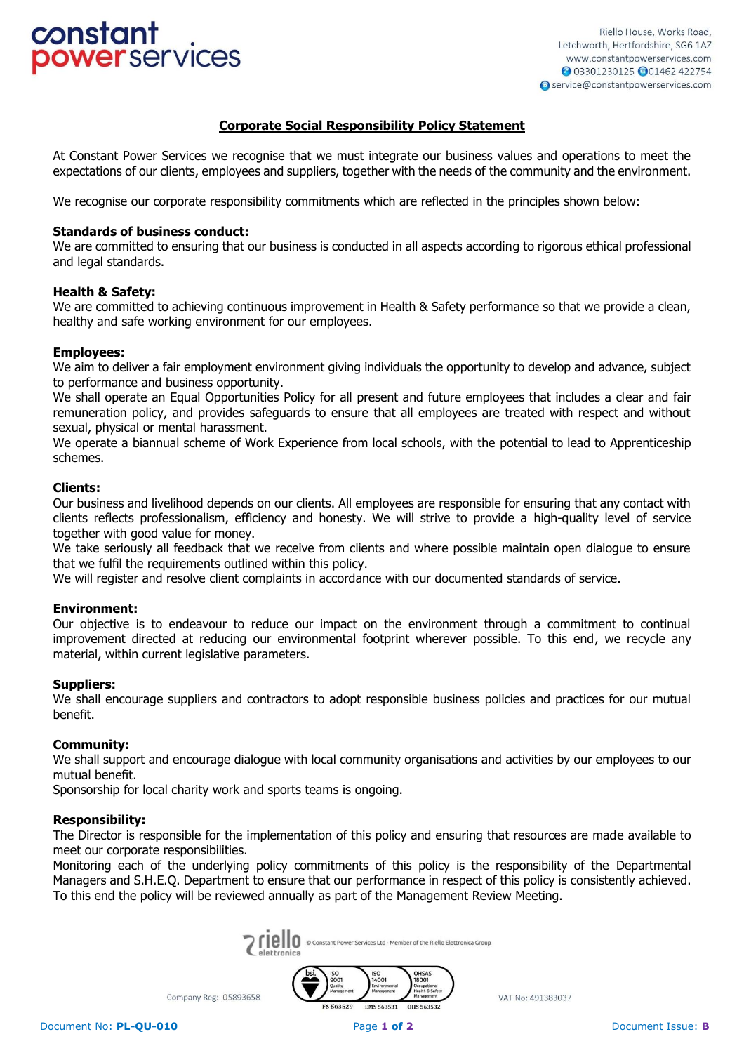# Corporate Social Responsibility Policy Statement

At Constant Power Services we recognise that we must integrate our business values and operations to meet the expectations of our clients, employees and suppliers, together with the needs of the community and the environment.

We recognise our corporate responsibility commitments which are reflected in the principles shown below:

**Standards of business conduct:**
We are committed to ensuring that our business is conducted in all aspects according to rigorous ethical professional and legal standards.

**Health & Safety:**
We are committed to achieving continuous improvement in Health & Safety performance so that we provide a clean, healthy and safe working environment for our employees.

**Employees:**
We aim to deliver a fair employment environment giving individuals the opportunity to develop and advance, subject to performance and business opportunity.
We shall operate an Equal Opportunities Policy for all present and future employees that includes a clear and fair remuneration policy, and provides safeguards to ensure that all employees are treated with respect and without sexual, physical or mental harassment.
We operate a biannual scheme of Work Experience from local schools, with the potential to lead to Apprenticeship schemes.

**Clients:**
Our business and livelihood depends on our clients. All employees are responsible for ensuring that any contact with clients reflects professionalism, efficiency and honesty. We will strive to provide a high-quality level of service together with good value for money.
We take seriously all feedback that we receive from clients and where possible maintain open dialogue to ensure that we fulfil the requirements outlined within this policy.
We will register and resolve client complaints in accordance with our documented standards of service.

**Environment:**
Our objective is to endeavour to reduce our impact on the environment through a commitment to continual improvement directed at reducing our environmental footprint wherever possible. To this end, we recycle any material, within current legislative parameters.

**Suppliers:**
We shall encourage suppliers and contractors to adopt responsible business policies and practices for our mutual benefit.

**Community:**
We shall support and encourage dialogue with local community organisations and activities by our employees to our mutual benefit.
Sponsorship for local charity work and sports teams is ongoing.

**Responsibility:**
The Director is responsible for the implementation of this policy and ensuring that resources are made available to meet our corporate responsibilities.
Monitoring each of the underlying policy commitments of this policy is the responsibility of the Departmental Managers and S.H.E.Q. Department to ensure that our performance in respect of this policy is consistently achieved. To this end the policy will be reviewed annually as part of the Management Review Meeting.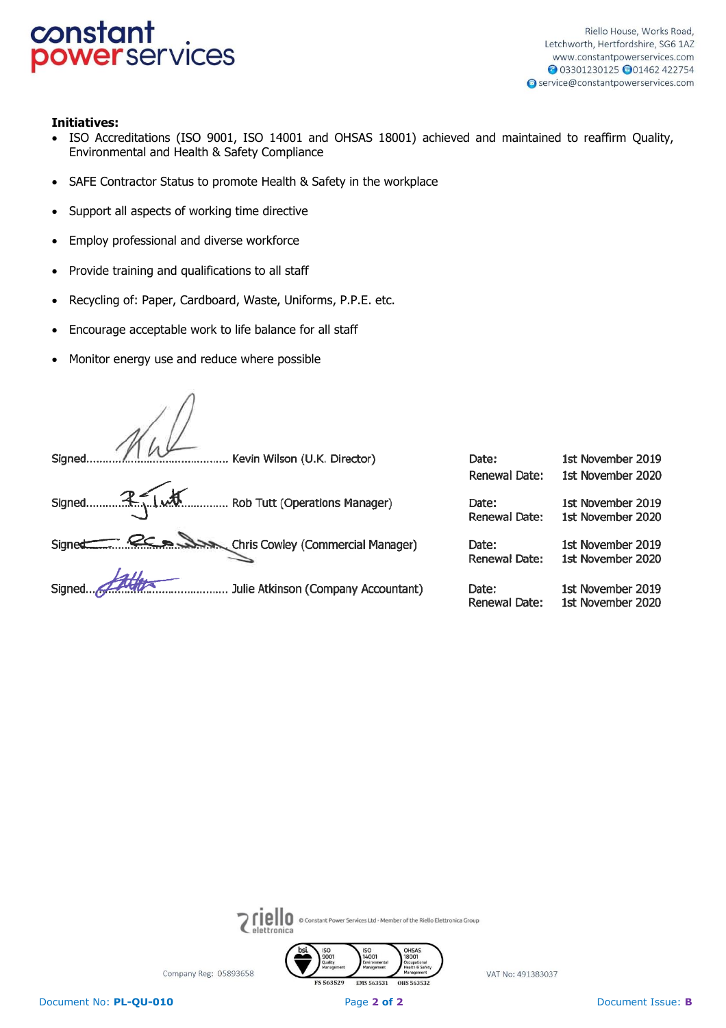**Initiatives:**

- ISO Accreditations (ISO 9001, ISO 14001 and OHSAS 18001) achieved and maintained to reaffirm Quality, Environmental and Health & Safety Compliance
- SAFE Contractor Status to promote Health & Safety in the workplace
- Support all aspects of working time directive
- Employ professional and diverse workforce
- Provide training and qualifications to all staff
- Recycling of: Paper, Cardboard, Waste, Uniforms, P.P.E. etc.
- Encourage acceptable work to life balance for all staff
- Monitor energy use and reduce where possible

| | | |
|---|---|---|
| Signed.................................... Kevin Wilson (U.K. Director) | Date:<br>Renewal Date: | 1st November 2019<br>1st November 2020 |
| Signed.................................... Rob Tutt (Operations Manager) | Date:<br>Renewal Date: | 1st November 2019<br>1st November 2020 |
| Signed.................................... Chris Cowley (Commercial Manager) | Date:<br>Renewal Date: | 1st November 2019<br>1st November 2020 |
| Signed.................................... Julie Atkinson (Company Accountant) | Date:<br>Renewal Date: | 1st November 2019<br>1st November 2020 |

© Constant Power Services Ltd - Member of the Riello Elettronica Group

Company Reg: 05893658

FS 563529 EMS 563531 OHS 563532

VAT No: 491383037

Document No: **PL-QU-010**

Document Issue: **B**